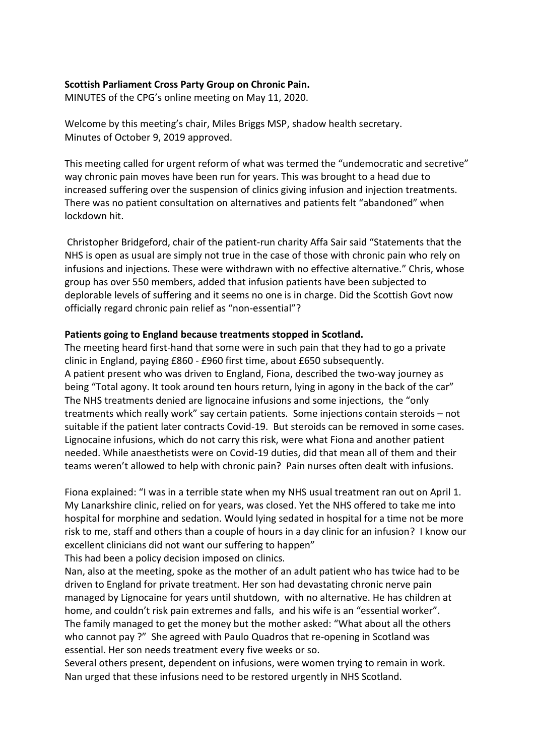**Scottish Parliament Cross Party Group on Chronic Pain.**

MINUTES of the CPG's online meeting on May 11, 2020.

Welcome by this meeting's chair, Miles Briggs MSP, shadow health secretary.
Minutes of October 9, 2019 approved.

This meeting called for urgent reform of what was termed the "undemocratic and secretive" way chronic pain moves have been run for years. This was brought to a head due to increased suffering over the suspension of clinics giving infusion and injection treatments. There was no patient consultation on alternatives and patients felt "abandoned" when lockdown hit.

Christopher Bridgeford, chair of the patient-run charity Affa Sair said "Statements that the NHS is open as usual are simply not true in the case of those with chronic pain who rely on infusions and injections. These were withdrawn with no effective alternative." Chris, whose group has over 550 members, added that infusion patients have been subjected to deplorable levels of suffering and it seems no one is in charge. Did the Scottish Govt now officially regard chronic pain relief as "non-essential"?

**Patients going to England because treatments stopped in Scotland.**

The meeting heard first-hand that some were in such pain that they had to go a private clinic in England, paying £860 - £960 first time, about £650 subsequently.
A patient present who was driven to England, Fiona, described the two-way journey as being "Total agony. It took around ten hours return, lying in agony in the back of the car"
The NHS treatments denied are lignocaine infusions and some injections, the "only treatments which really work" say certain patients. Some injections contain steroids – not suitable if the patient later contracts Covid-19. But steroids can be removed in some cases. Lignocaine infusions, which do not carry this risk, were what Fiona and another patient needed. While anaesthetists were on Covid-19 duties, did that mean all of them and their teams weren't allowed to help with chronic pain? Pain nurses often dealt with infusions.

Fiona explained: "I was in a terrible state when my NHS usual treatment ran out on April 1. My Lanarkshire clinic, relied on for years, was closed. Yet the NHS offered to take me into hospital for morphine and sedation. Would lying sedated in hospital for a time not be more risk to me, staff and others than a couple of hours in a day clinic for an infusion? I know our excellent clinicians did not want our suffering to happen"
This had been a policy decision imposed on clinics.
Nan, also at the meeting, spoke as the mother of an adult patient who has twice had to be driven to England for private treatment. Her son had devastating chronic nerve pain managed by Lignocaine for years until shutdown, with no alternative. He has children at home, and couldn't risk pain extremes and falls, and his wife is an "essential worker".
The family managed to get the money but the mother asked: "What about all the others who cannot pay ?" She agreed with Paulo Quadros that re-opening in Scotland was essential. Her son needs treatment every five weeks or so.
Several others present, dependent on infusions, were women trying to remain in work.
Nan urged that these infusions need to be restored urgently in NHS Scotland.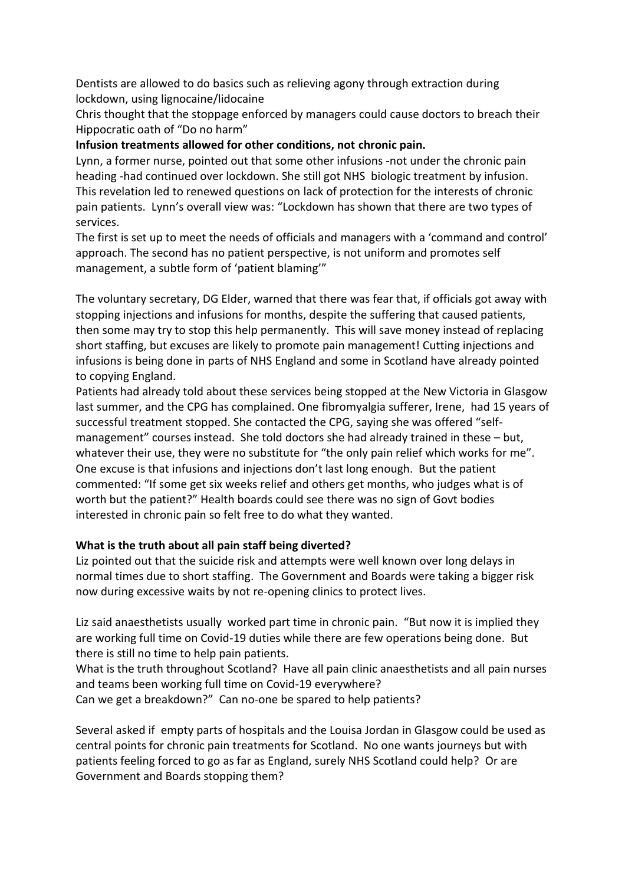Dentists are allowed to do basics such as relieving agony through extraction during lockdown, using lignocaine/lidocaine

Chris thought that the stoppage enforced by managers could cause doctors to breach their Hippocratic oath of "Do no harm"

**Infusion treatments allowed for other conditions, not chronic pain.**

Lynn, a former nurse, pointed out that some other infusions -not under the chronic pain heading -had continued over lockdown. She still got NHS biologic treatment by infusion. This revelation led to renewed questions on lack of protection for the interests of chronic pain patients. Lynn's overall view was: "Lockdown has shown that there are two types of services.

The first is set up to meet the needs of officials and managers with a 'command and control' approach. The second has no patient perspective, is not uniform and promotes self management, a subtle form of 'patient blaming'"

The voluntary secretary, DG Elder, warned that there was fear that, if officials got away with stopping injections and infusions for months, despite the suffering that caused patients, then some may try to stop this help permanently. This will save money instead of replacing short staffing, but excuses are likely to promote pain management! Cutting injections and infusions is being done in parts of NHS England and some in Scotland have already pointed to copying England.

Patients had already told about these services being stopped at the New Victoria in Glasgow last summer, and the CPG has complained. One fibromyalgia sufferer, Irene, had 15 years of successful treatment stopped. She contacted the CPG, saying she was offered "self-management" courses instead. She told doctors she had already trained in these – but, whatever their use, they were no substitute for "the only pain relief which works for me". One excuse is that infusions and injections don't last long enough. But the patient commented: "If some get six weeks relief and others get months, who judges what is of worth but the patient?" Health boards could see there was no sign of Govt bodies interested in chronic pain so felt free to do what they wanted.

**What is the truth about all pain staff being diverted?**

Liz pointed out that the suicide risk and attempts were well known over long delays in normal times due to short staffing. The Government and Boards were taking a bigger risk now during excessive waits by not re-opening clinics to protect lives.

Liz said anaesthetists usually worked part time in chronic pain. "But now it is implied they are working full time on Covid-19 duties while there are few operations being done. But there is still no time to help pain patients.

What is the truth throughout Scotland? Have all pain clinic anaesthetists and all pain nurses and teams been working full time on Covid-19 everywhere?

Can we get a breakdown?" Can no-one be spared to help patients?

Several asked if empty parts of hospitals and the Louisa Jordan in Glasgow could be used as central points for chronic pain treatments for Scotland. No one wants journeys but with patients feeling forced to go as far as England, surely NHS Scotland could help? Or are Government and Boards stopping them?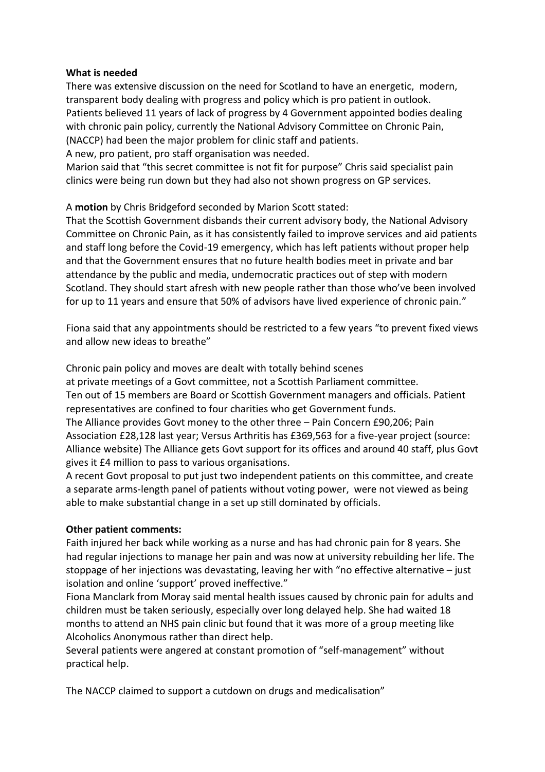**What is needed**

There was extensive discussion on the need for Scotland to have an energetic, modern, transparent body dealing with progress and policy which is pro patient in outlook. Patients believed 11 years of lack of progress by 4 Government appointed bodies dealing with chronic pain policy, currently the National Advisory Committee on Chronic Pain, (NACCP) had been the major problem for clinic staff and patients.
A new, pro patient, pro staff organisation was needed.
Marion said that "this secret committee is not fit for purpose" Chris said specialist pain clinics were being run down but they had also not shown progress on GP services.

A **motion** by Chris Bridgeford seconded by Marion Scott stated:
That the Scottish Government disbands their current advisory body, the National Advisory Committee on Chronic Pain, as it has consistently failed to improve services and aid patients and staff long before the Covid-19 emergency, which has left patients without proper help and that the Government ensures that no future health bodies meet in private and bar attendance by the public and media, undemocratic practices out of step with modern Scotland. They should start afresh with new people rather than those who've been involved for up to 11 years and ensure that 50% of advisors have lived experience of chronic pain."

Fiona said that any appointments should be restricted to a few years "to prevent fixed views and allow new ideas to breathe"

Chronic pain policy and moves are dealt with totally behind scenes at private meetings of a Govt committee, not a Scottish Parliament committee.
Ten out of 15 members are Board or Scottish Government managers and officials. Patient representatives are confined to four charities who get Government funds.
The Alliance provides Govt money to the other three – Pain Concern £90,206; Pain Association £28,128 last year; Versus Arthritis has £369,563 for a five-year project (source: Alliance website) The Alliance gets Govt support for its offices and around 40 staff, plus Govt gives it £4 million to pass to various organisations.
A recent Govt proposal to put just two independent patients on this committee, and create a separate arms-length panel of patients without voting power, were not viewed as being able to make substantial change in a set up still dominated by officials.

**Other patient comments:**

Faith injured her back while working as a nurse and has had chronic pain for 8 years. She had regular injections to manage her pain and was now at university rebuilding her life. The stoppage of her injections was devastating, leaving her with "no effective alternative – just isolation and online 'support' proved ineffective."
Fiona Manclark from Moray said mental health issues caused by chronic pain for adults and children must be taken seriously, especially over long delayed help. She had waited 18 months to attend an NHS pain clinic but found that it was more of a group meeting like Alcoholics Anonymous rather than direct help.
Several patients were angered at constant promotion of "self-management" without practical help.

The NACCP claimed to support a cutdown on drugs and medicalisation"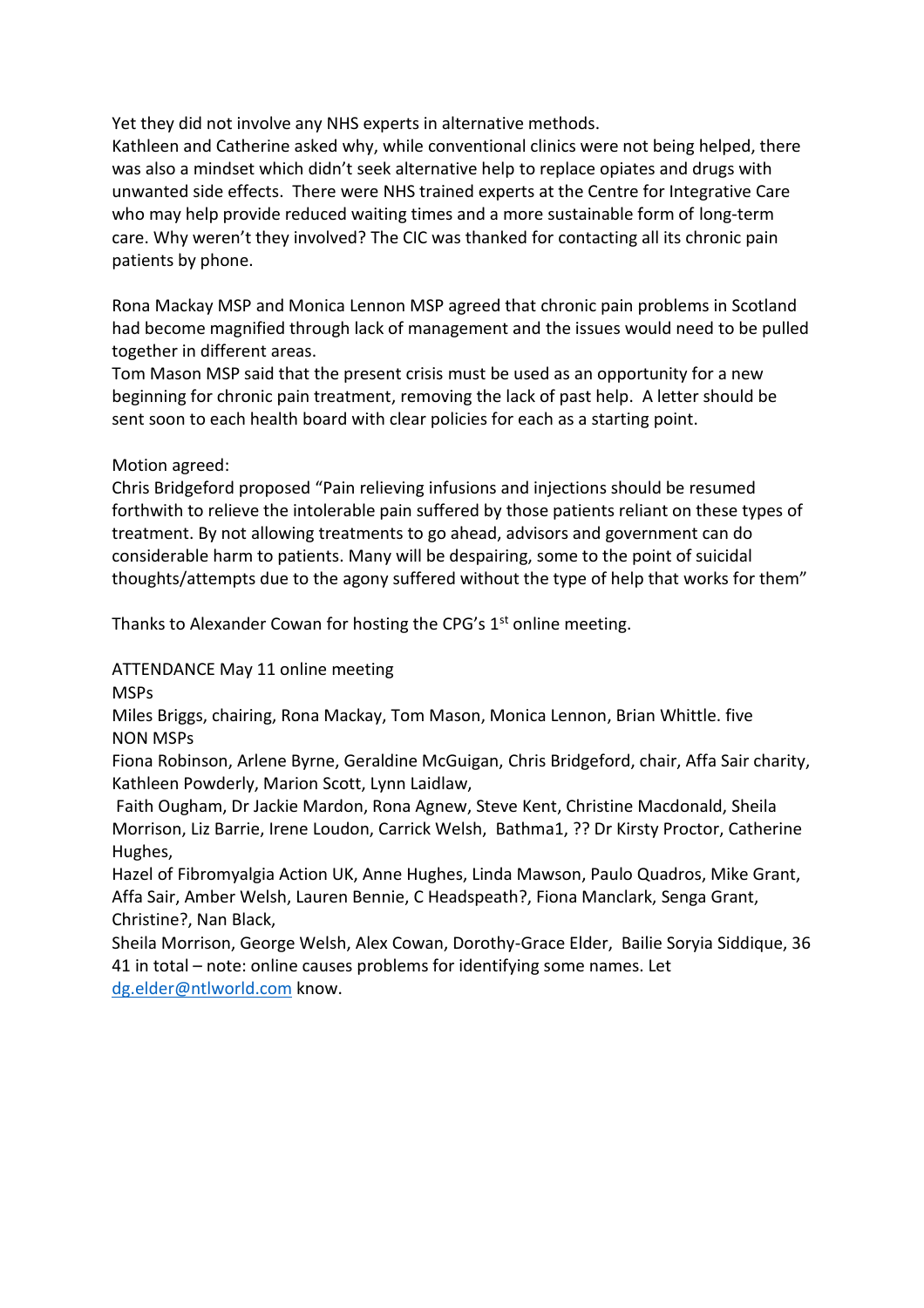Yet they did not involve any NHS experts in alternative methods.
Kathleen and Catherine asked why, while conventional clinics were not being helped, there was also a mindset which didn't seek alternative help to replace opiates and drugs with unwanted side effects. There were NHS trained experts at the Centre for Integrative Care who may help provide reduced waiting times and a more sustainable form of long-term care. Why weren't they involved? The CIC was thanked for contacting all its chronic pain patients by phone.

Rona Mackay MSP and Monica Lennon MSP agreed that chronic pain problems in Scotland had become magnified through lack of management and the issues would need to be pulled together in different areas.
Tom Mason MSP said that the present crisis must be used as an opportunity for a new beginning for chronic pain treatment, removing the lack of past help. A letter should be sent soon to each health board with clear policies for each as a starting point.

Motion agreed:
Chris Bridgeford proposed "Pain relieving infusions and injections should be resumed forthwith to relieve the intolerable pain suffered by those patients reliant on these types of treatment. By not allowing treatments to go ahead, advisors and government can do considerable harm to patients. Many will be despairing, some to the point of suicidal thoughts/attempts due to the agony suffered without the type of help that works for them"

Thanks to Alexander Cowan for hosting the CPG's 1st online meeting.

ATTENDANCE May 11 online meeting
MSPs
Miles Briggs, chairing, Rona Mackay, Tom Mason, Monica Lennon, Brian Whittle. five
NON MSPs
Fiona Robinson, Arlene Byrne, Geraldine McGuigan, Chris Bridgeford, chair, Affa Sair charity, Kathleen Powderly, Marion Scott, Lynn Laidlaw,
Faith Ougham, Dr Jackie Mardon, Rona Agnew, Steve Kent, Christine Macdonald, Sheila Morrison, Liz Barrie, Irene Loudon, Carrick Welsh, Bathma1, ?? Dr Kirsty Proctor, Catherine Hughes,
Hazel of Fibromyalgia Action UK, Anne Hughes, Linda Mawson, Paulo Quadros, Mike Grant, Affa Sair, Amber Welsh, Lauren Bennie, C Headspeath?, Fiona Manclark, Senga Grant, Christine?, Nan Black,
Sheila Morrison, George Welsh, Alex Cowan, Dorothy-Grace Elder, Bailie Soryia Siddique, 36
41 in total – note: online causes problems for identifying some names. Let dg.elder@ntlworld.com know.